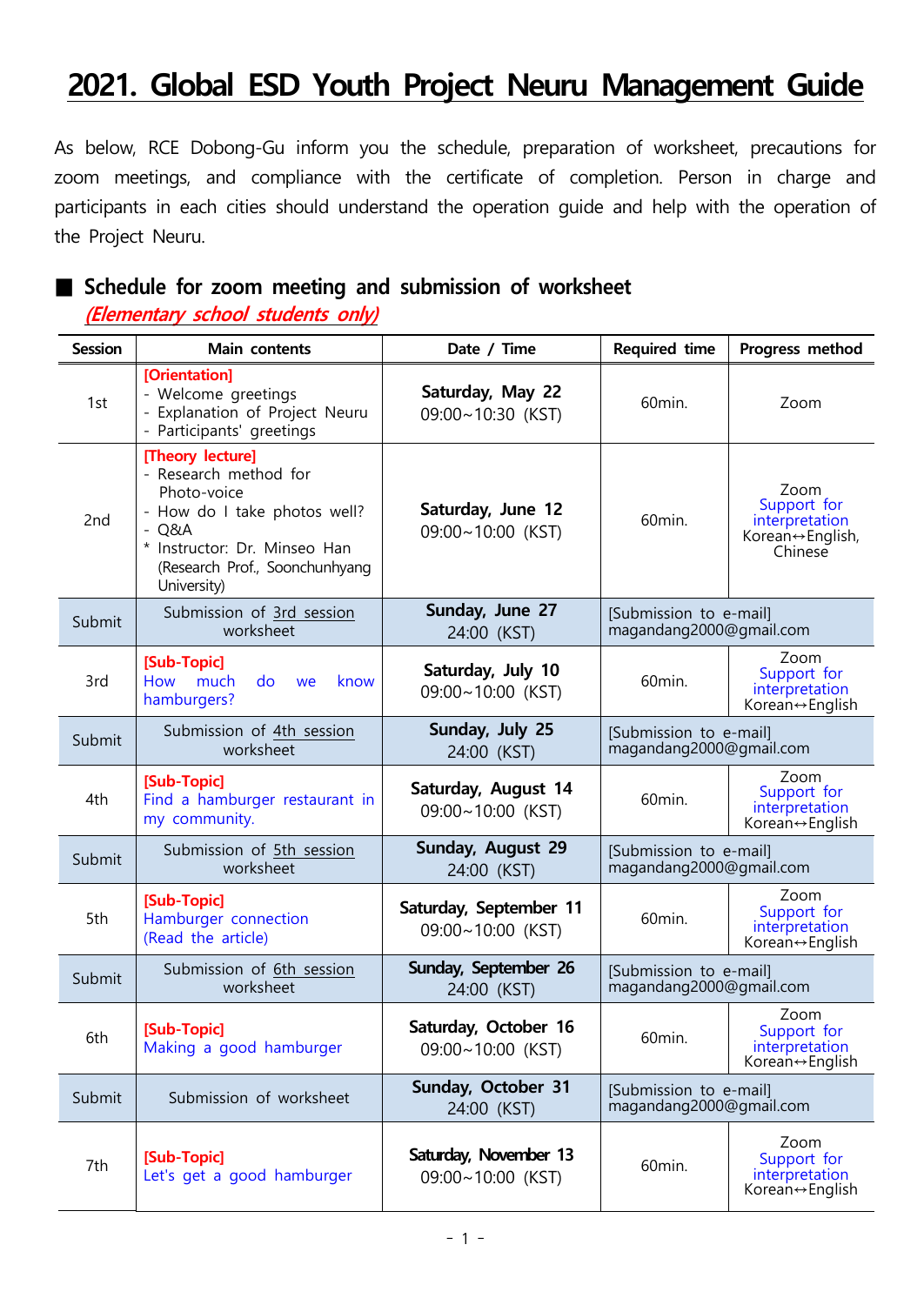# 2021. Global ESD Youth Project Neuru Management Guide

As below, RCE Dobong-Gu inform you the schedule, preparation of worksheet, precautions for zoom meetings, and compliance with the certificate of completion. Person in charge and participants in each cities should understand the operation guide and help with the operation of the Project Neuru.

## ■ Schedule for zoom meeting and submission of worksheet

***(Elementary school students only)***

| Session | Main contents | Date / Time | Required time | Progress method |
|---|---|---|---|---|
| 1st | **[Orientation]**<br>- Welcome greetings<br>- Explanation of Project Neuru<br>- Participants' greetings | **Saturday, May 22**<br>09:00~10:30 (KST) | 60min. | Zoom |
| 2nd | **[Theory lecture]**<br>- Research method for Photo-voice<br>- How do I take photos well?<br>- Q&A<br>* Instructor: Dr. Minseo Han (Research Prof., Soonchunhyang University) | **Saturday, June 12**<br>09:00~10:00 (KST) | 60min. | Zoom<br>Support for interpretation<br>Korean↔English, Chinese |
| Submit | Submission of 3rd session worksheet | **Sunday, June 27**<br>24:00 (KST) | [Submission to e-mail]<br>magandang2000@gmail.com | |
| 3rd | **[Sub-Topic]**<br>How much do we know hamburgers? | **Saturday, July 10**<br>09:00~10:00 (KST) | 60min. | Zoom<br>Support for interpretation<br>Korean↔English |
| Submit | Submission of 4th session worksheet | **Sunday, July 25**<br>24:00 (KST) | [Submission to e-mail]<br>magandang2000@gmail.com | |
| 4th | **[Sub-Topic]**<br>Find a hamburger restaurant in my community. | **Saturday, August 14**<br>09:00~10:00 (KST) | 60min. | Zoom<br>Support for interpretation<br>Korean↔English |
| Submit | Submission of 5th session worksheet | **Sunday, August 29**<br>24:00 (KST) | [Submission to e-mail]<br>magandang2000@gmail.com | |
| 5th | **[Sub-Topic]**<br>Hamburger connection<br>(Read the article) | **Saturday, September 11**<br>09:00~10:00 (KST) | 60min. | Zoom<br>Support for interpretation<br>Korean↔English |
| Submit | Submission of 6th session worksheet | **Sunday, September 26**<br>24:00 (KST) | [Submission to e-mail]<br>magandang2000@gmail.com | |
| 6th | **[Sub-Topic]**<br>Making a good hamburger | **Saturday, October 16**<br>09:00~10:00 (KST) | 60min. | Zoom<br>Support for interpretation<br>Korean↔English |
| Submit | Submission of worksheet | **Sunday, October 31**<br>24:00 (KST) | [Submission to e-mail]<br>magandang2000@gmail.com | |
| 7th | **[Sub-Topic]**<br>Let's get a good hamburger | **Saturday, November 13**<br>09:00~10:00 (KST) | 60min. | Zoom<br>Support for interpretation<br>Korean↔English |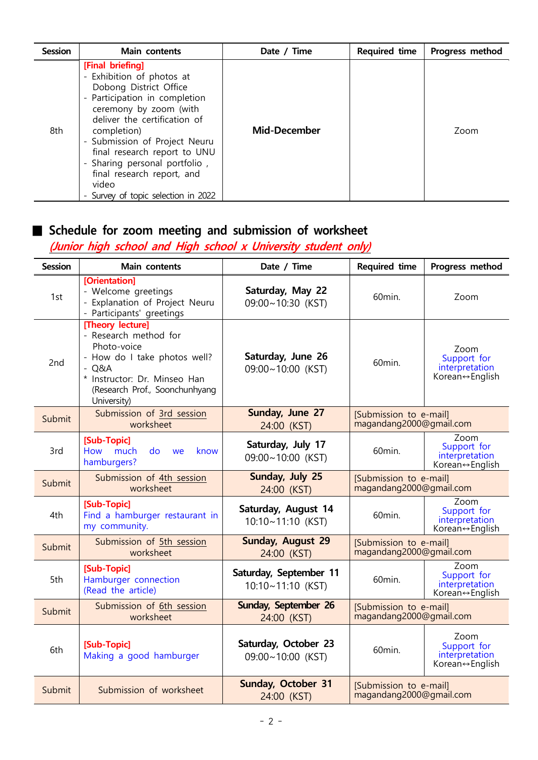| Session | Main contents | Date / Time | Required time | Progress method |
|---|---|---|---|---|
| 8th | **[Final briefing]**<br>- Exhibition of photos at Dobong District Office<br>- Participation in completion ceremony by zoom (with deliver the certification of completion)<br>- Submission of Project Neuru final research report to UNU<br>- Sharing personal portfolio , final research report, and video<br>- Survey of topic selection in 2022 | **Mid-December** | | Zoom |

## ■ Schedule for zoom meeting and submission of worksheet

*(Junior high school and High school x University student only)*

| Session | Main contents | Date / Time | Required time | Progress method |
|---|---|---|---|---|
| 1st | **[Orientation]**<br>- Welcome greetings<br>- Explanation of Project Neuru<br>- Participants' greetings | **Saturday, May 22**<br>09:00~10:30 (KST) | 60min. | Zoom |
| 2nd | **[Theory lecture]**<br>- Research method for Photo-voice<br>- How do I take photos well?<br>- Q&A<br>* Instructor: Dr. Minseo Han (Research Prof., Soonchunhyang University) | **Saturday, June 26**<br>09:00~10:00 (KST) | 60min. | Zoom<br>Support for interpretation<br>Korean↔English |
| Submit | Submission of 3rd session worksheet | **Sunday, June 27**<br>24:00 (KST) | [Submission to e-mail]<br>magandang2000@gmail.com | |
| 3rd | **[Sub-Topic]**<br>How much do we know hamburgers? | **Saturday, July 17**<br>09:00~10:00 (KST) | 60min. | Zoom<br>Support for interpretation<br>Korean↔English |
| Submit | Submission of 4th session worksheet | **Sunday, July 25**<br>24:00 (KST) | [Submission to e-mail]<br>magandang2000@gmail.com | |
| 4th | **[Sub-Topic]**<br>Find a hamburger restaurant in my community. | **Saturday, August 14**<br>10:10~11:10 (KST) | 60min. | Zoom<br>Support for interpretation<br>Korean↔English |
| Submit | Submission of 5th session worksheet | **Sunday, August 29**<br>24:00 (KST) | [Submission to e-mail]<br>magandang2000@gmail.com | |
| 5th | **[Sub-Topic]**<br>Hamburger connection (Read the article) | **Saturday, September 11**<br>10:10~11:10 (KST) | 60min. | Zoom<br>Support for interpretation<br>Korean↔English |
| Submit | Submission of 6th session worksheet | **Sunday, September 26**<br>24:00 (KST) | [Submission to e-mail]<br>magandang2000@gmail.com | |
| 6th | **[Sub-Topic]**<br>Making a good hamburger | **Saturday, October 23**<br>09:00~10:00 (KST) | 60min. | Zoom<br>Support for interpretation<br>Korean↔English |
| Submit | Submission of worksheet | **Sunday, October 31**<br>24:00 (KST) | [Submission to e-mail]<br>magandang2000@gmail.com | |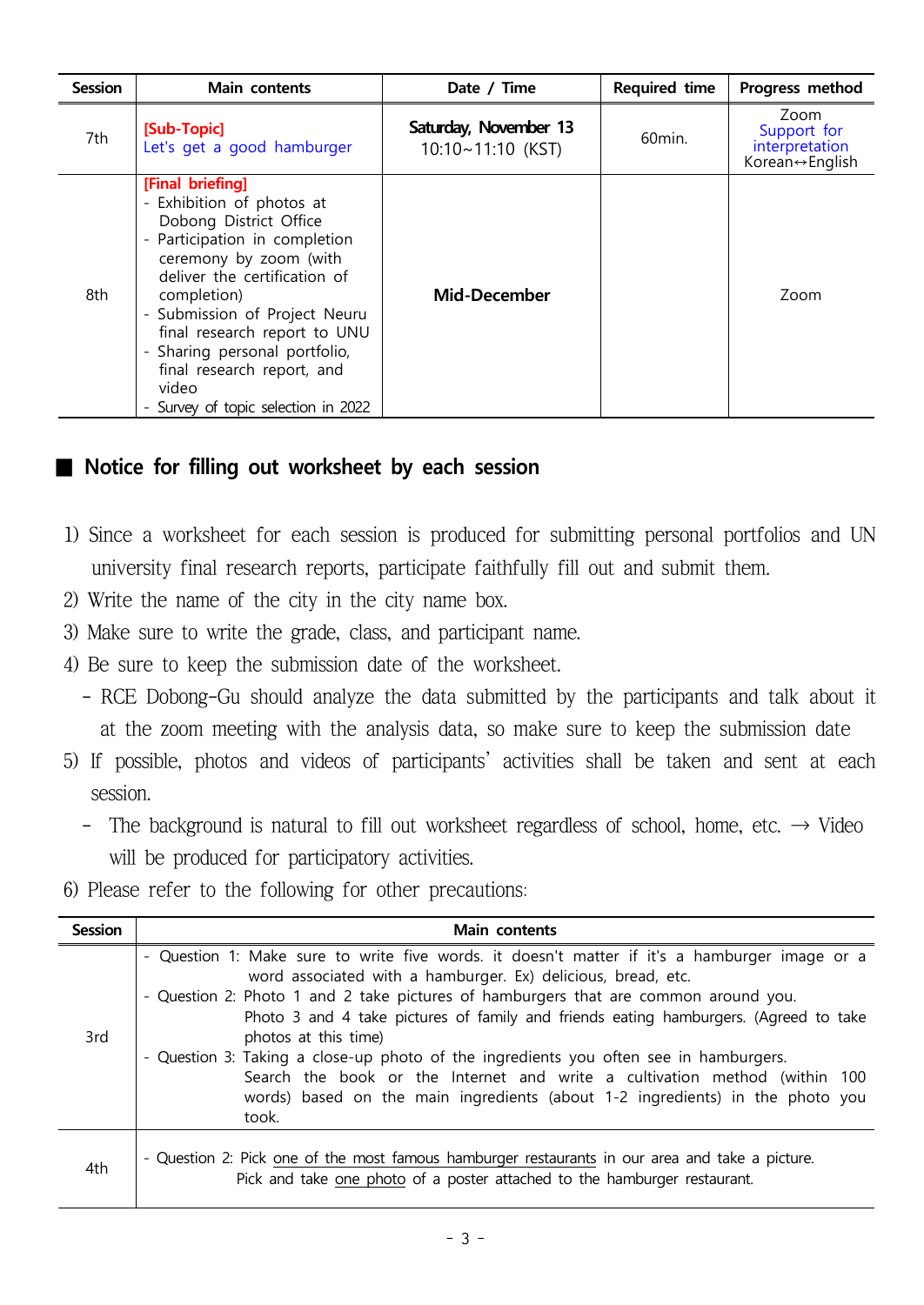| Session | Main contents | Date / Time | Required time | Progress method |
|---|---|---|---|---|
| 7th | [Sub-Topic]<br>Let's get a good hamburger | **Saturday, November 13**<br>10:10~11:10 (KST) | 60min. | Zoom<br>Support for interpretation<br>Korean↔English |
| 8th | [Final briefing]<br>- Exhibition of photos at Dobong District Office<br>- Participation in completion ceremony by zoom (with deliver the certification of completion)<br>- Submission of Project Neuru final research report to UNU<br>- Sharing personal portfolio, final research report, and video<br>- Survey of topic selection in 2022 | **Mid-December** | | Zoom |

## ■ Notice for filling out worksheet by each session

1) Since a worksheet for each session is produced for submitting personal portfolios and UN university final research reports, participate faithfully fill out and submit them.
2) Write the name of the city in the city name box.
3) Make sure to write the grade, class, and participant name.
4) Be sure to keep the submission date of the worksheet.
   - RCE Dobong-Gu should analyze the data submitted by the participants and talk about it at the zoom meeting with the analysis data, so make sure to keep the submission date
5) If possible, photos and videos of participants' activities shall be taken and sent at each session.
   - The background is natural to fill out worksheet regardless of school, home, etc. → Video will be produced for participatory activities.
6) Please refer to the following for other precautions:

| Session | Main contents |
|---|---|
| 3rd | - Question 1: Make sure to write five words. it doesn't matter if it's a hamburger image or a word associated with a hamburger. Ex) delicious, bread, etc.<br>- Question 2: Photo 1 and 2 take pictures of hamburgers that are common around you.<br>Photo 3 and 4 take pictures of family and friends eating hamburgers. (Agreed to take photos at this time)<br>- Question 3: Taking a close-up photo of the ingredients you often see in hamburgers.<br>Search the book or the Internet and write a cultivation method (within 100 words) based on the main ingredients (about 1-2 ingredients) in the photo you took. |
| 4th | - Question 2: Pick one of the most famous hamburger restaurants in our area and take a picture.<br>Pick and take one photo of a poster attached to the hamburger restaurant. |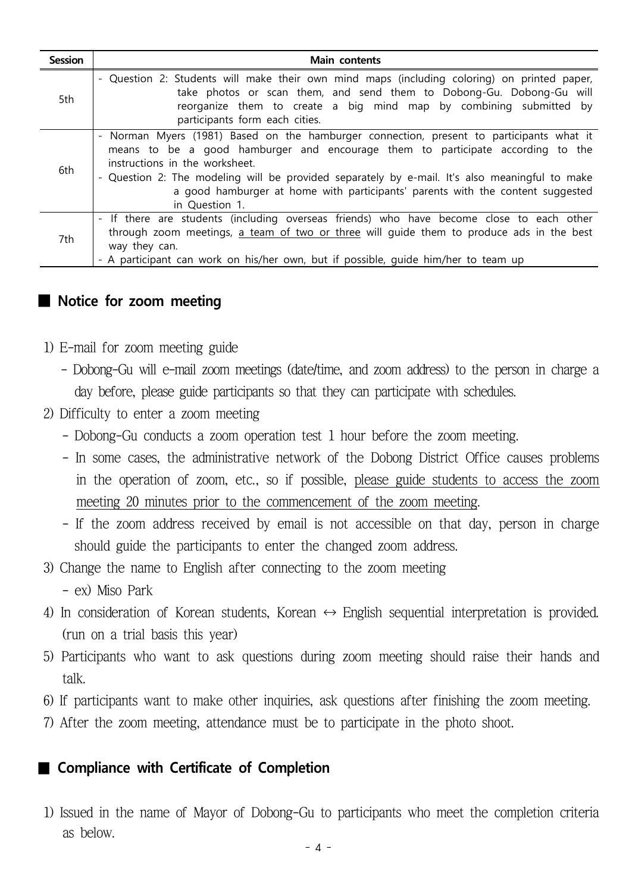| Session | Main contents |
|---|---|
| 5th | - Question 2: Students will make their own mind maps (including coloring) on printed paper, take photos or scan them, and send them to Dobong-Gu. Dobong-Gu will reorganize them to create a big mind map by combining submitted by participants form each cities. |
| 6th | - Norman Myers (1981) Based on the hamburger connection, present to participants what it means to be a good hamburger and encourage them to participate according to the instructions in the worksheet.<br>- Question 2: The modeling will be provided separately by e-mail. It's also meaningful to make a good hamburger at home with participants' parents with the content suggested in Question 1. |
| 7th | - If there are students (including overseas friends) who have become close to each other through zoom meetings, <u>a team of two or three</u> will guide them to produce ads in the best way they can.<br>- A participant can work on his/her own, but if possible, guide him/her to team up |

## ■ Notice for zoom meeting

1) E-mail for zoom meeting guide
   - Dobong-Gu will e-mail zoom meetings (date/time, and zoom address) to the person in charge a day before, please guide participants so that they can participate with schedules.
2) Difficulty to enter a zoom meeting
   - Dobong-Gu conducts a zoom operation test 1 hour before the zoom meeting.
   - In some cases, the administrative network of the Dobong District Office causes problems in the operation of zoom, etc., so if possible, <u>please guide students to access the zoom meeting 20 minutes prior to the commencement of the zoom meeting</u>.
   - If the zoom address received by email is not accessible on that day, person in charge should guide the participants to enter the changed zoom address.
3) Change the name to English after connecting to the zoom meeting
   - ex) Miso Park
4) In consideration of Korean students, Korean ↔ English sequential interpretation is provided. (run on a trial basis this year)
5) Participants who want to ask questions during zoom meeting should raise their hands and talk.
6) If participants want to make other inquiries, ask questions after finishing the zoom meeting.
7) After the zoom meeting, attendance must be to participate in the photo shoot.

## ■ Compliance with Certificate of Completion

1) Issued in the name of Mayor of Dobong-Gu to participants who meet the completion criteria as below.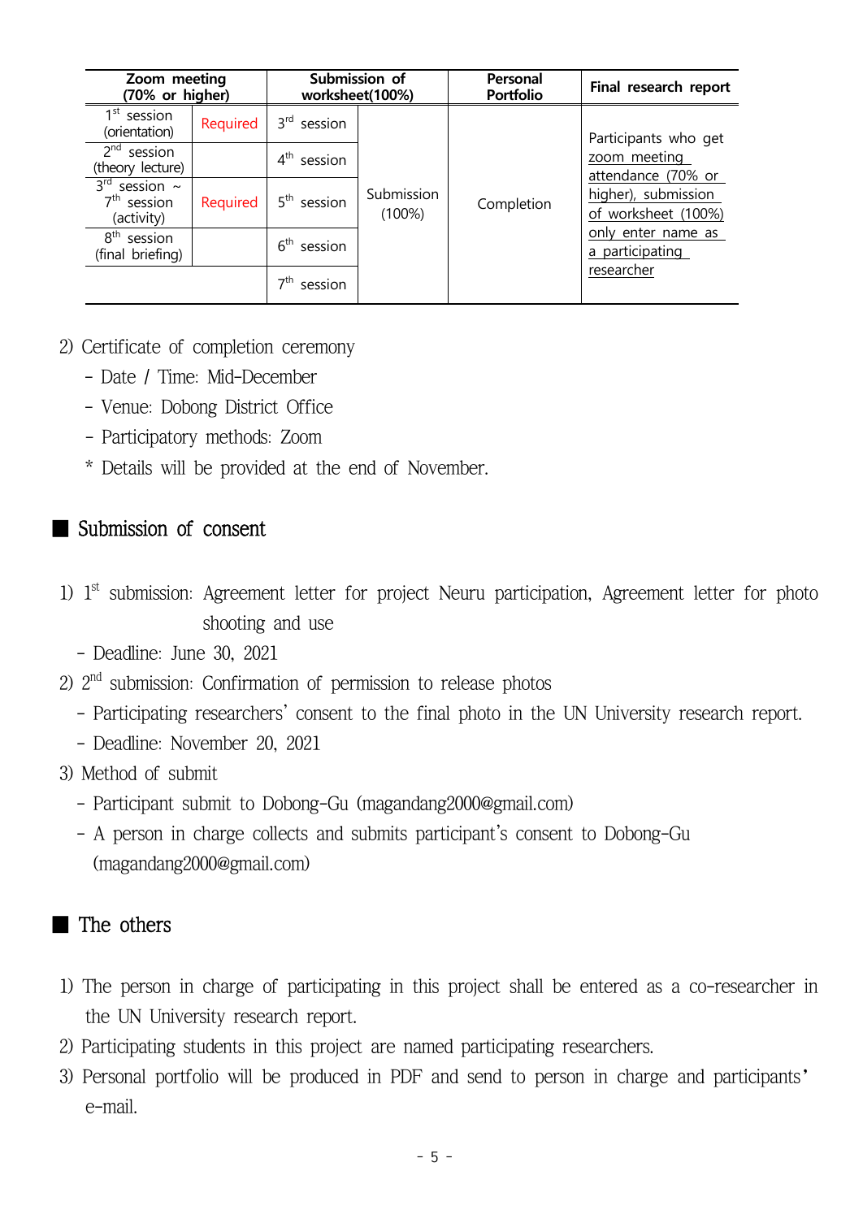| Zoom meeting (70% or higher) | | Submission of worksheet(100%) | | Personal Portfolio | Final research report |
|---|---|---|---|---|---|
| 1st session (orientation) | Required | 3rd session | Submission (100%) | Completion | Participants who get zoom meeting attendance (70% or higher), submission of worksheet (100%) only enter name as a participating researcher |
| 2nd session (theory lecture) | | 4th session | | | |
| 3rd session ~ 7th session (activity) | Required | 5th session | | | |
| 8th session (final briefing) | | 6th session | | | |
| | | 7th session | | | |

2) Certificate of completion ceremony
   - Date / Time: Mid-December
   - Venue: Dobong District Office
   - Participatory methods: Zoom
   * Details will be provided at the end of November.

## ■ Submission of consent

1) 1st submission: Agreement letter for project Neuru participation, Agreement letter for photo shooting and use
   - Deadline: June 30, 2021
2) 2nd submission: Confirmation of permission to release photos
   - Participating researchers' consent to the final photo in the UN University research report.
   - Deadline: November 20, 2021
3) Method of submit
   - Participant submit to Dobong-Gu (magandang2000@gmail.com)
   - A person in charge collects and submits participant's consent to Dobong-Gu (magandang2000@gmail.com)

## ■ The others

1) The person in charge of participating in this project shall be entered as a co-researcher in the UN University research report.
2) Participating students in this project are named participating researchers.
3) Personal portfolio will be produced in PDF and send to person in charge and participants' e-mail.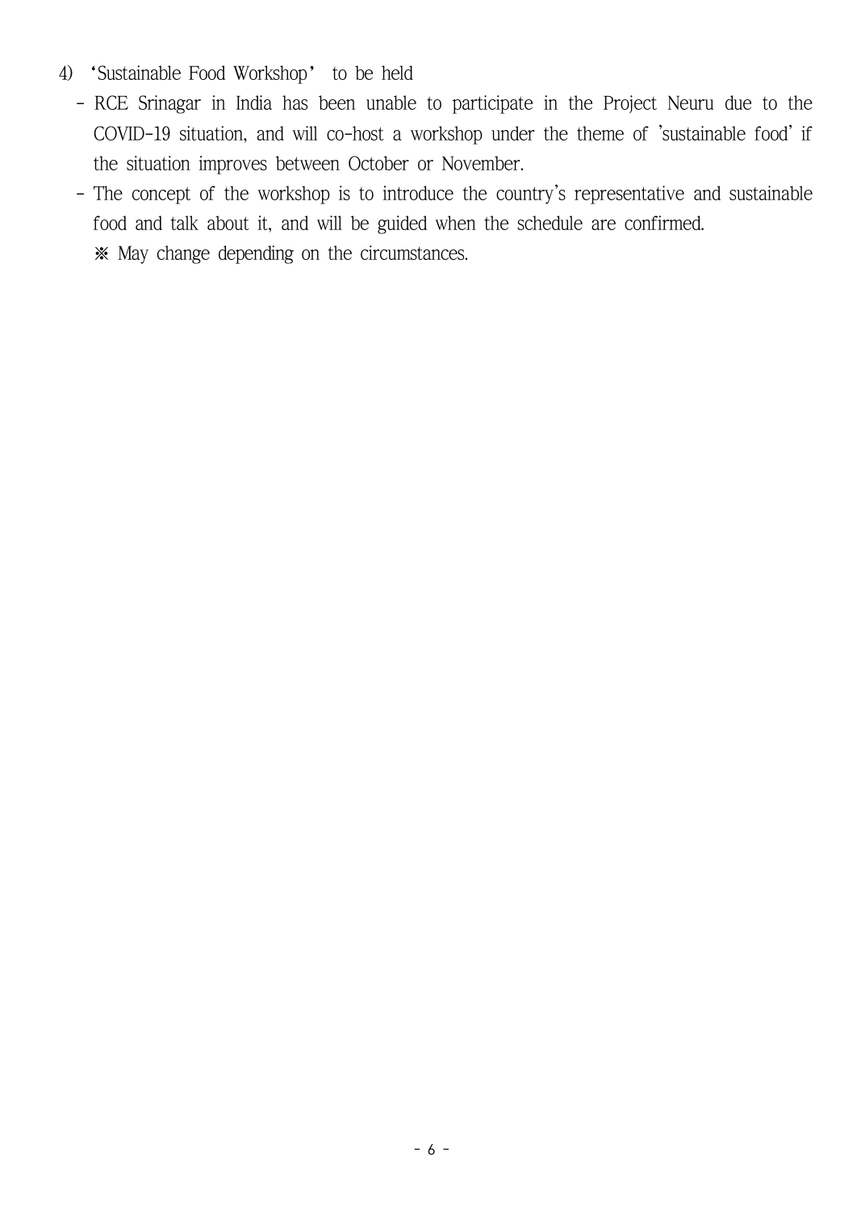4) 'Sustainable Food Workshop' to be held

- RCE Srinagar in India has been unable to participate in the Project Neuru due to the COVID-19 situation, and will co-host a workshop under the theme of 'sustainable food' if the situation improves between October or November.
- The concept of the workshop is to introduce the country's representative and sustainable food and talk about it, and will be guided when the schedule are confirmed.

  ※ May change depending on the circumstances.